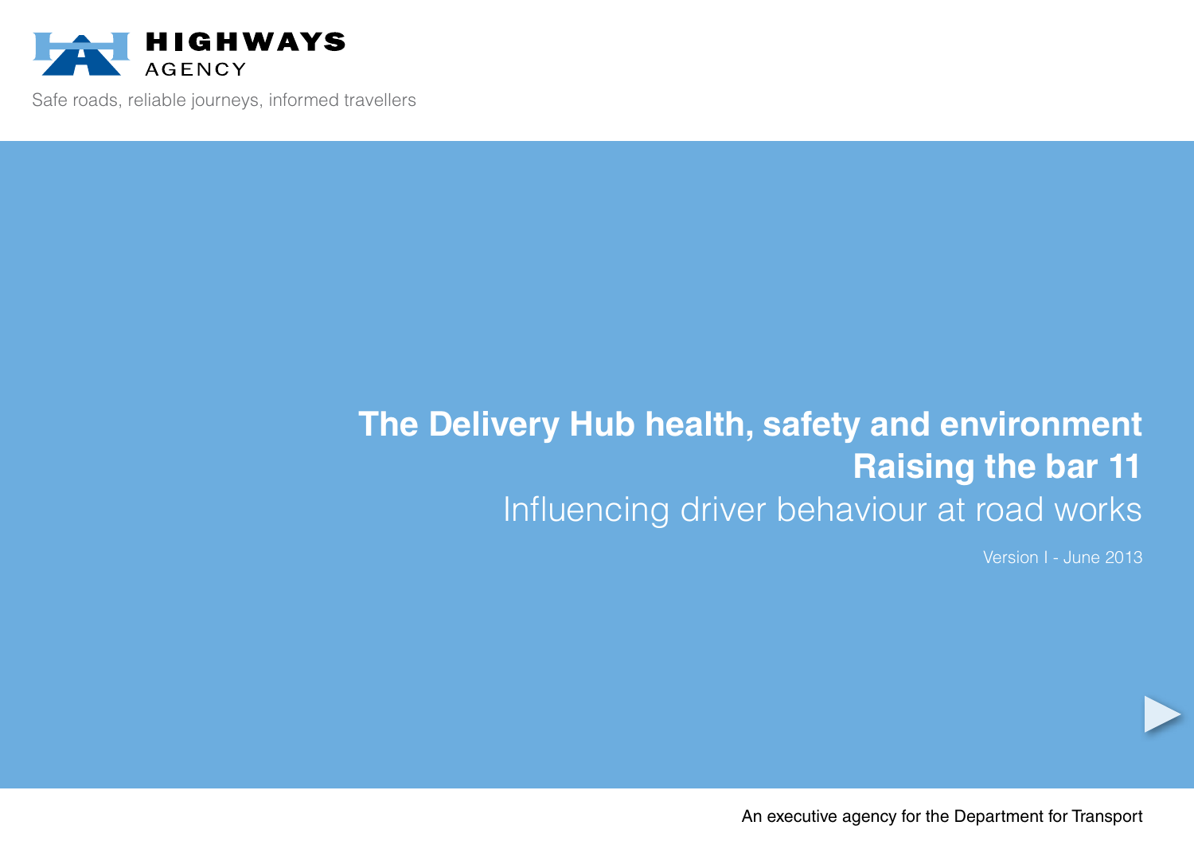HIGHWAYS AGENCY

Safe roads, reliable journeys, informed travellers

# The Delivery Hub health, safety and environment Raising the bar 11

## Influencing driver behaviour at road works

Version I - June 2013

An executive agency for the Department for Transport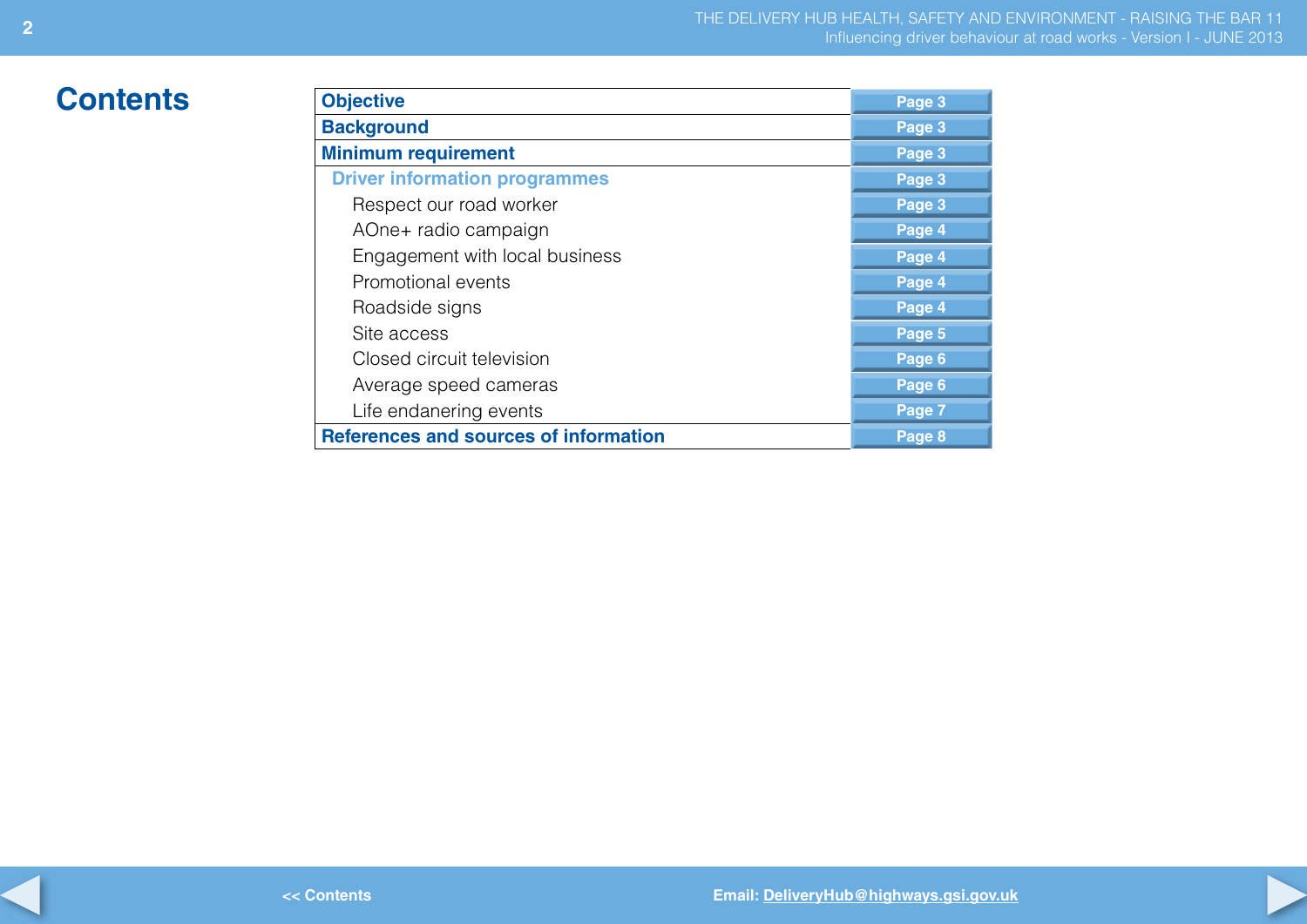# Contents

| Section | Page |
|---|---|
| **Objective** | Page 3 |
| **Background** | Page 3 |
| **Minimum requirement** | Page 3 |
| **Driver information programmes** | Page 3 |
| Respect our road worker | Page 3 |
| AOne+ radio campaign | Page 4 |
| Engagement with local business | Page 4 |
| Promotional events | Page 4 |
| Roadside signs | Page 4 |
| Site access | Page 5 |
| Closed circuit television | Page 6 |
| Average speed cameras | Page 6 |
| Life endanering events | Page 7 |
| **References and sources of information** | Page 8 |

<< Contents

Email: DeliveryHub@highways.gsi.gov.uk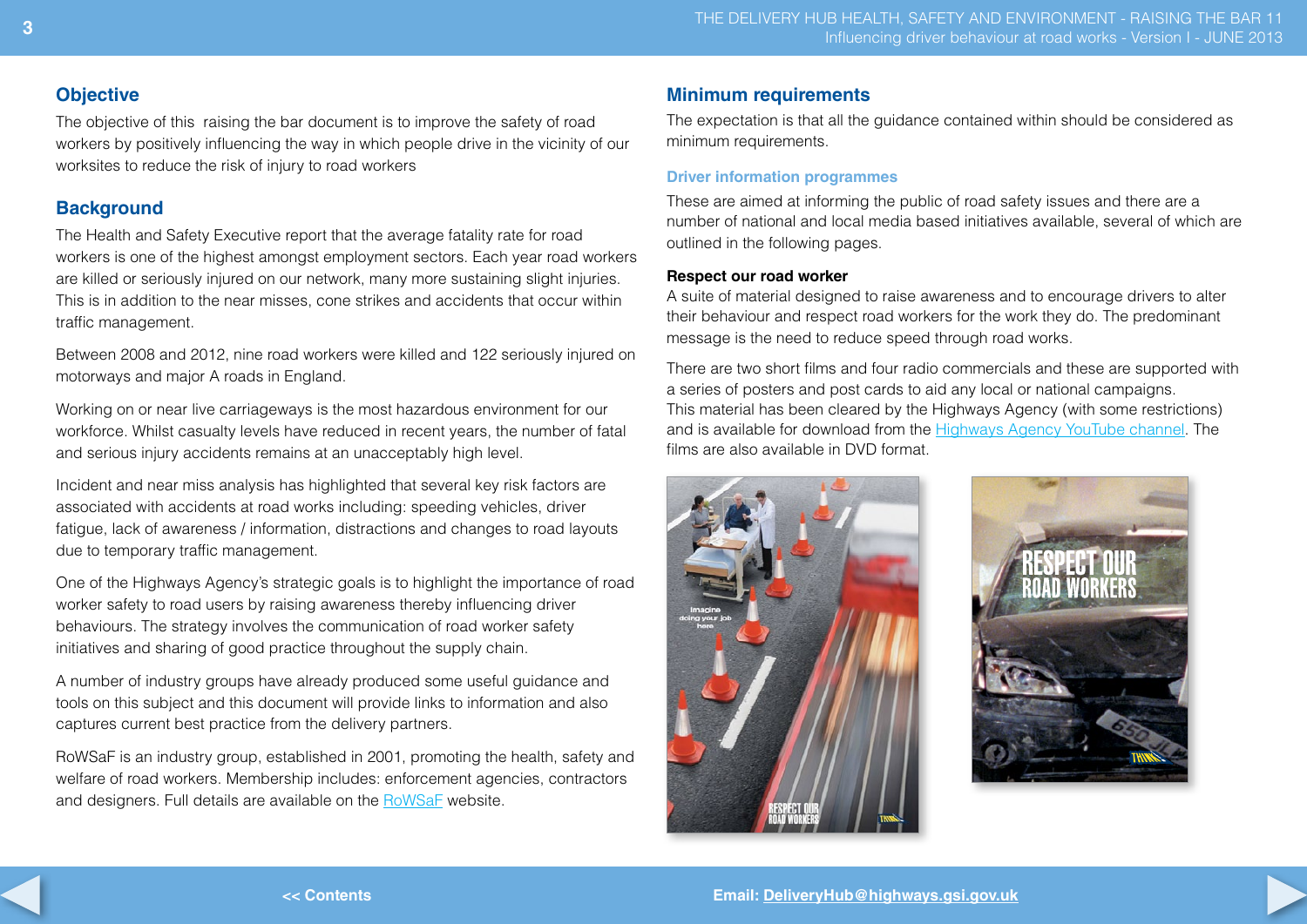## Objective

The objective of this raising the bar document is to improve the safety of road workers by positively influencing the way in which people drive in the vicinity of our worksites to reduce the risk of injury to road workers

## Background

The Health and Safety Executive report that the average fatality rate for road workers is one of the highest amongst employment sectors. Each year road workers are killed or seriously injured on our network, many more sustaining slight injuries. This is in addition to the near misses, cone strikes and accidents that occur within traffic management.

Between 2008 and 2012, nine road workers were killed and 122 seriously injured on motorways and major A roads in England.

Working on or near live carriageways is the most hazardous environment for our workforce. Whilst casualty levels have reduced in recent years, the number of fatal and serious injury accidents remains at an unacceptably high level.

Incident and near miss analysis has highlighted that several key risk factors are associated with accidents at road works including: speeding vehicles, driver fatigue, lack of awareness / information, distractions and changes to road layouts due to temporary traffic management.

One of the Highways Agency's strategic goals is to highlight the importance of road worker safety to road users by raising awareness thereby influencing driver behaviours. The strategy involves the communication of road worker safety initiatives and sharing of good practice throughout the supply chain.

A number of industry groups have already produced some useful guidance and tools on this subject and this document will provide links to information and also captures current best practice from the delivery partners.

RoWSaF is an industry group, established in 2001, promoting the health, safety and welfare of road workers. Membership includes: enforcement agencies, contractors and designers. Full details are available on the RoWSaF website.

## Minimum requirements

The expectation is that all the guidance contained within should be considered as minimum requirements.

### Driver information programmes

These are aimed at informing the public of road safety issues and there are a number of national and local media based initiatives available, several of which are outlined in the following pages.

**Respect our road worker**

A suite of material designed to raise awareness and to encourage drivers to alter their behaviour and respect road workers for the work they do. The predominant message is the need to reduce speed through road works.

There are two short films and four radio commercials and these are supported with a series of posters and post cards to aid any local or national campaigns. This material has been cleared by the Highways Agency (with some restrictions) and is available for download from the Highways Agency YouTube channel. The films are also available in DVD format.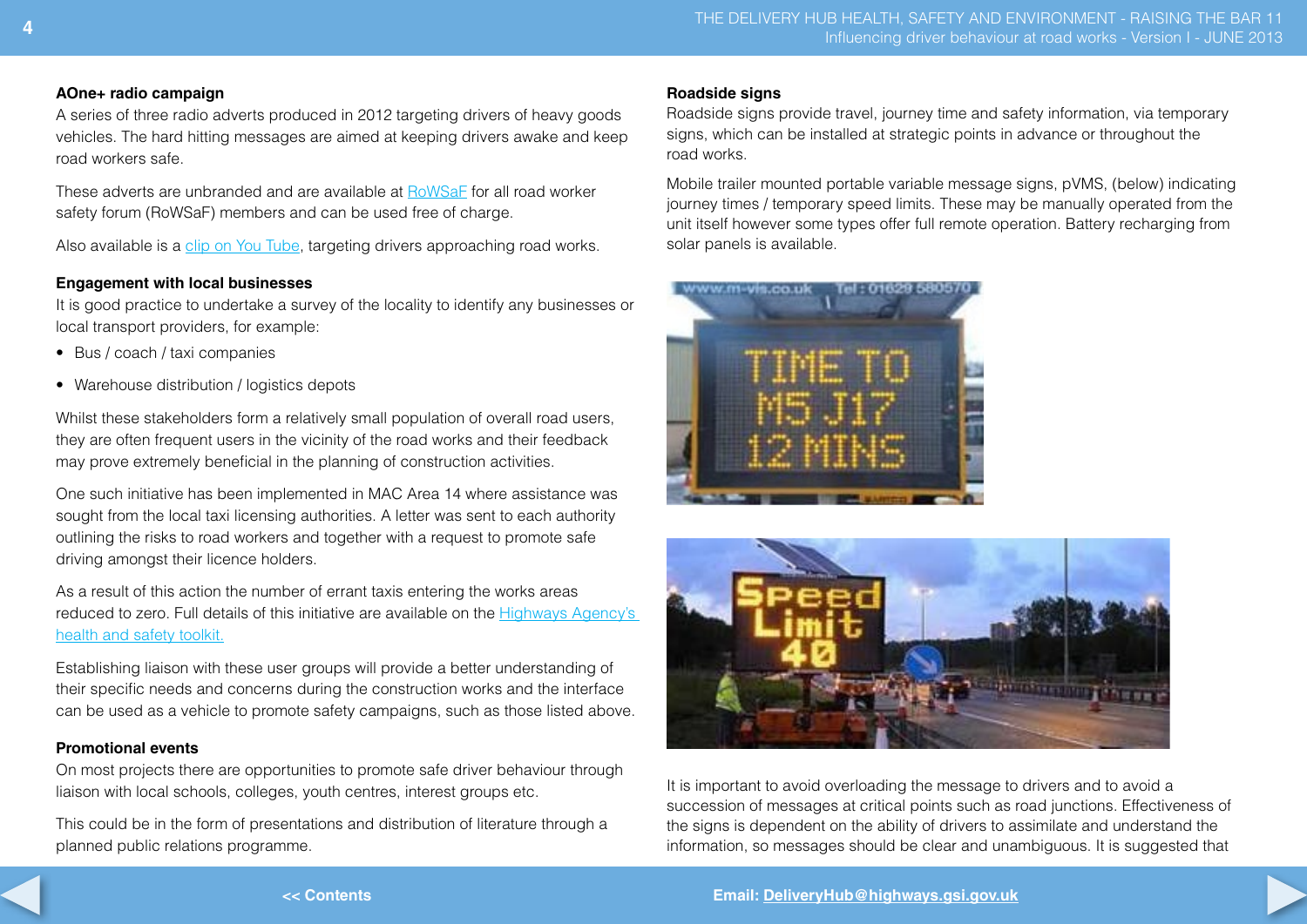### AOne+ radio campaign

A series of three radio adverts produced in 2012 targeting drivers of heavy goods vehicles. The hard hitting messages are aimed at keeping drivers awake and keep road workers safe.

These adverts are unbranded and are available at RoWSaF for all road worker safety forum (RoWSaF) members and can be used free of charge.

Also available is a clip on You Tube, targeting drivers approaching road works.

### Engagement with local businesses

It is good practice to undertake a survey of the locality to identify any businesses or local transport providers, for example:

- Bus / coach / taxi companies
- Warehouse distribution / logistics depots

Whilst these stakeholders form a relatively small population of overall road users, they are often frequent users in the vicinity of the road works and their feedback may prove extremely beneficial in the planning of construction activities.

One such initiative has been implemented in MAC Area 14 where assistance was sought from the local taxi licensing authorities. A letter was sent to each authority outlining the risks to road workers and together with a request to promote safe driving amongst their licence holders.

As a result of this action the number of errant taxis entering the works areas reduced to zero. Full details of this initiative are available on the Highways Agency's health and safety toolkit.

Establishing liaison with these user groups will provide a better understanding of their specific needs and concerns during the construction works and the interface can be used as a vehicle to promote safety campaigns, such as those listed above.

### Promotional events

On most projects there are opportunities to promote safe driver behaviour through liaison with local schools, colleges, youth centres, interest groups etc.

This could be in the form of presentations and distribution of literature through a planned public relations programme.

### Roadside signs

Roadside signs provide travel, journey time and safety information, via temporary signs, which can be installed at strategic points in advance or throughout the road works.

Mobile trailer mounted portable variable message signs, pVMS, (below) indicating journey times / temporary speed limits. These may be manually operated from the unit itself however some types offer full remote operation. Battery recharging from solar panels is available.

It is important to avoid overloading the message to drivers and to avoid a succession of messages at critical points such as road junctions. Effectiveness of the signs is dependent on the ability of drivers to assimilate and understand the information, so messages should be clear and unambiguous. It is suggested that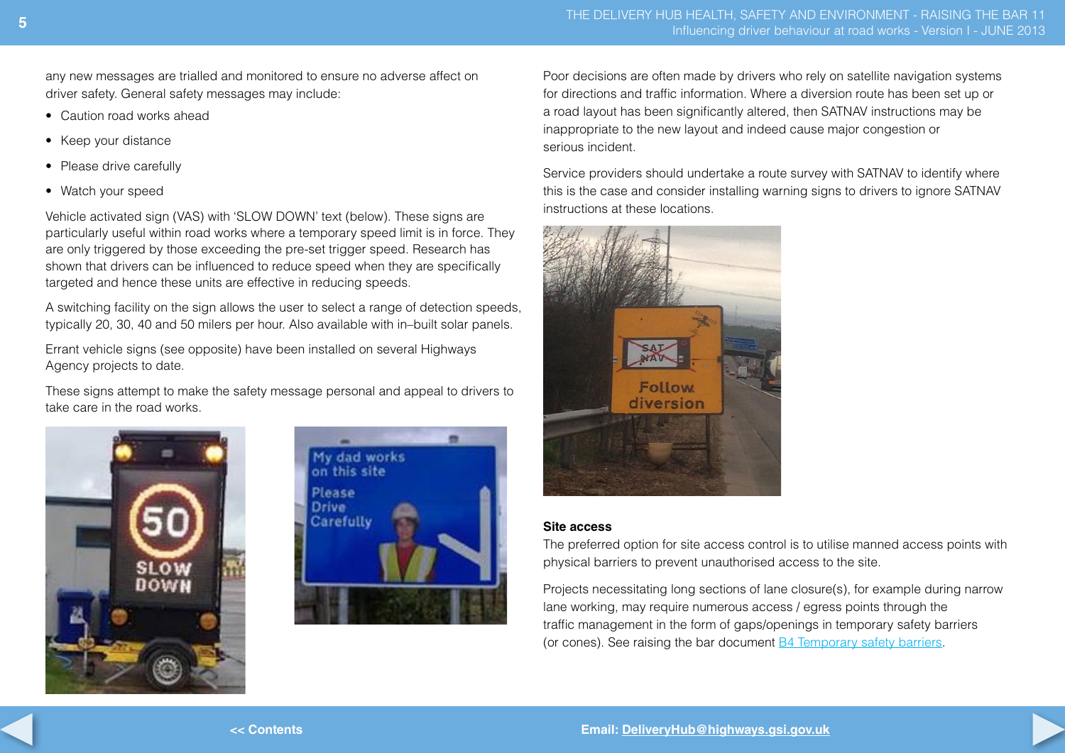any new messages are trialled and monitored to ensure no adverse affect on driver safety. General safety messages may include:

- Caution road works ahead
- Keep your distance
- Please drive carefully
- Watch your speed

Vehicle activated sign (VAS) with 'SLOW DOWN' text (below). These signs are particularly useful within road works where a temporary speed limit is in force. They are only triggered by those exceeding the pre-set trigger speed. Research has shown that drivers can be influenced to reduce speed when they are specifically targeted and hence these units are effective in reducing speeds.

A switching facility on the sign allows the user to select a range of detection speeds, typically 20, 30, 40 and 50 milers per hour. Also available with in–built solar panels.

Errant vehicle signs (see opposite) have been installed on several Highways Agency projects to date.

These signs attempt to make the safety message personal and appeal to drivers to take care in the road works.

Poor decisions are often made by drivers who rely on satellite navigation systems for directions and traffic information. Where a diversion route has been set up or a road layout has been significantly altered, then SATNAV instructions may be inappropriate to the new layout and indeed cause major congestion or serious incident.

Service providers should undertake a route survey with SATNAV to identify where this is the case and consider installing warning signs to drivers to ignore SATNAV instructions at these locations.

**Site access**

The preferred option for site access control is to utilise manned access points with physical barriers to prevent unauthorised access to the site.

Projects necessitating long sections of lane closure(s), for example during narrow lane working, may require numerous access / egress points through the traffic management in the form of gaps/openings in temporary safety barriers (or cones). See raising the bar document B4 Temporary safety barriers.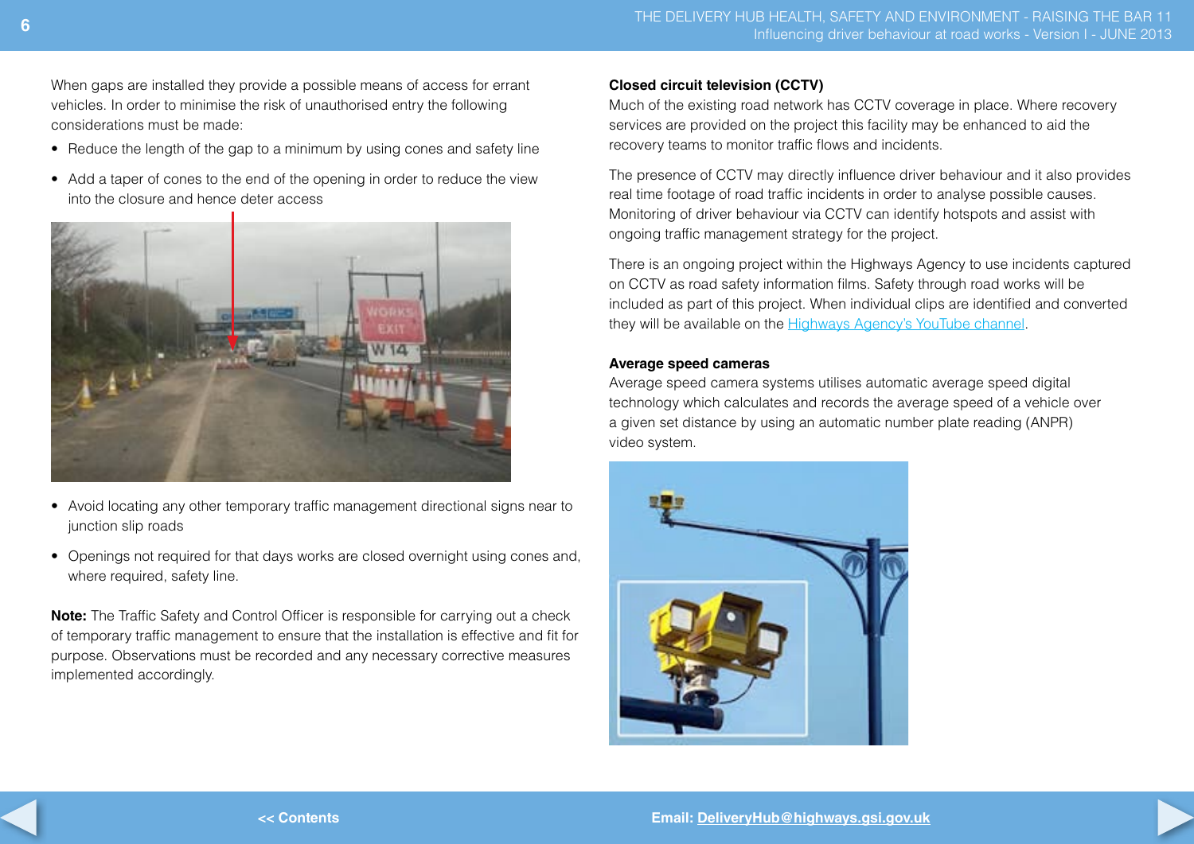When gaps are installed they provide a possible means of access for errant vehicles. In order to minimise the risk of unauthorised entry the following considerations must be made:

- Reduce the length of the gap to a minimum by using cones and safety line
- Add a taper of cones to the end of the opening in order to reduce the view into the closure and hence deter access
- Avoid locating any other temporary traffic management directional signs near to junction slip roads
- Openings not required for that days works are closed overnight using cones and, where required, safety line.

**Note:** The Traffic Safety and Control Officer is responsible for carrying out a check of temporary traffic management to ensure that the installation is effective and fit for purpose. Observations must be recorded and any necessary corrective measures implemented accordingly.

**Closed circuit television (CCTV)**

Much of the existing road network has CCTV coverage in place. Where recovery services are provided on the project this facility may be enhanced to aid the recovery teams to monitor traffic flows and incidents.

The presence of CCTV may directly influence driver behaviour and it also provides real time footage of road traffic incidents in order to analyse possible causes. Monitoring of driver behaviour via CCTV can identify hotspots and assist with ongoing traffic management strategy for the project.

There is an ongoing project within the Highways Agency to use incidents captured on CCTV as road safety information films. Safety through road works will be included as part of this project. When individual clips are identified and converted they will be available on the Highways Agency's YouTube channel.

**Average speed cameras**

Average speed camera systems utilises automatic average speed digital technology which calculates and records the average speed of a vehicle over a given set distance by using an automatic number plate reading (ANPR) video system.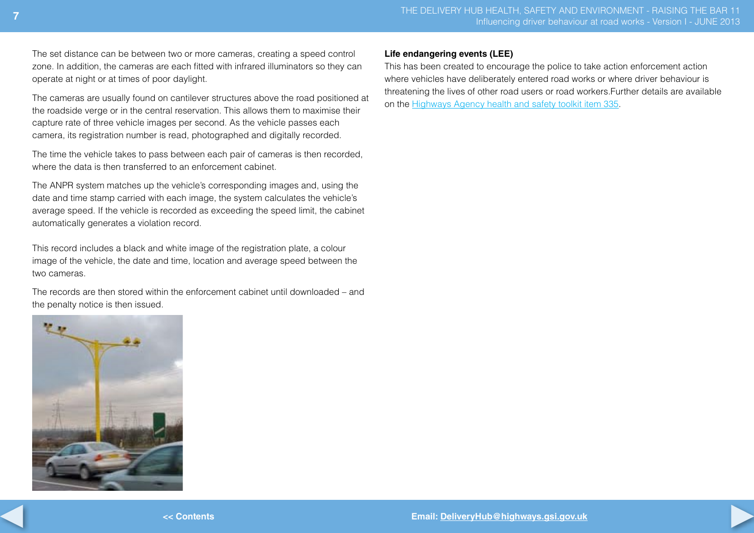The set distance can be between two or more cameras, creating a speed control zone. In addition, the cameras are each fitted with infrared illuminators so they can operate at night or at times of poor daylight.

The cameras are usually found on cantilever structures above the road positioned at the roadside verge or in the central reservation. This allows them to maximise their capture rate of three vehicle images per second. As the vehicle passes each camera, its registration number is read, photographed and digitally recorded.

The time the vehicle takes to pass between each pair of cameras is then recorded, where the data is then transferred to an enforcement cabinet.

The ANPR system matches up the vehicle's corresponding images and, using the date and time stamp carried with each image, the system calculates the vehicle's average speed. If the vehicle is recorded as exceeding the speed limit, the cabinet automatically generates a violation record.

This record includes a black and white image of the registration plate, a colour image of the vehicle, the date and time, location and average speed between the two cameras.

The records are then stored within the enforcement cabinet until downloaded – and the penalty notice is then issued.

**Life endangering events (LEE)**

This has been created to encourage the police to take action enforcement action where vehicles have deliberately entered road works or where driver behaviour is threatening the lives of other road users or road workers.Further details are available on the Highways Agency health and safety toolkit item 335.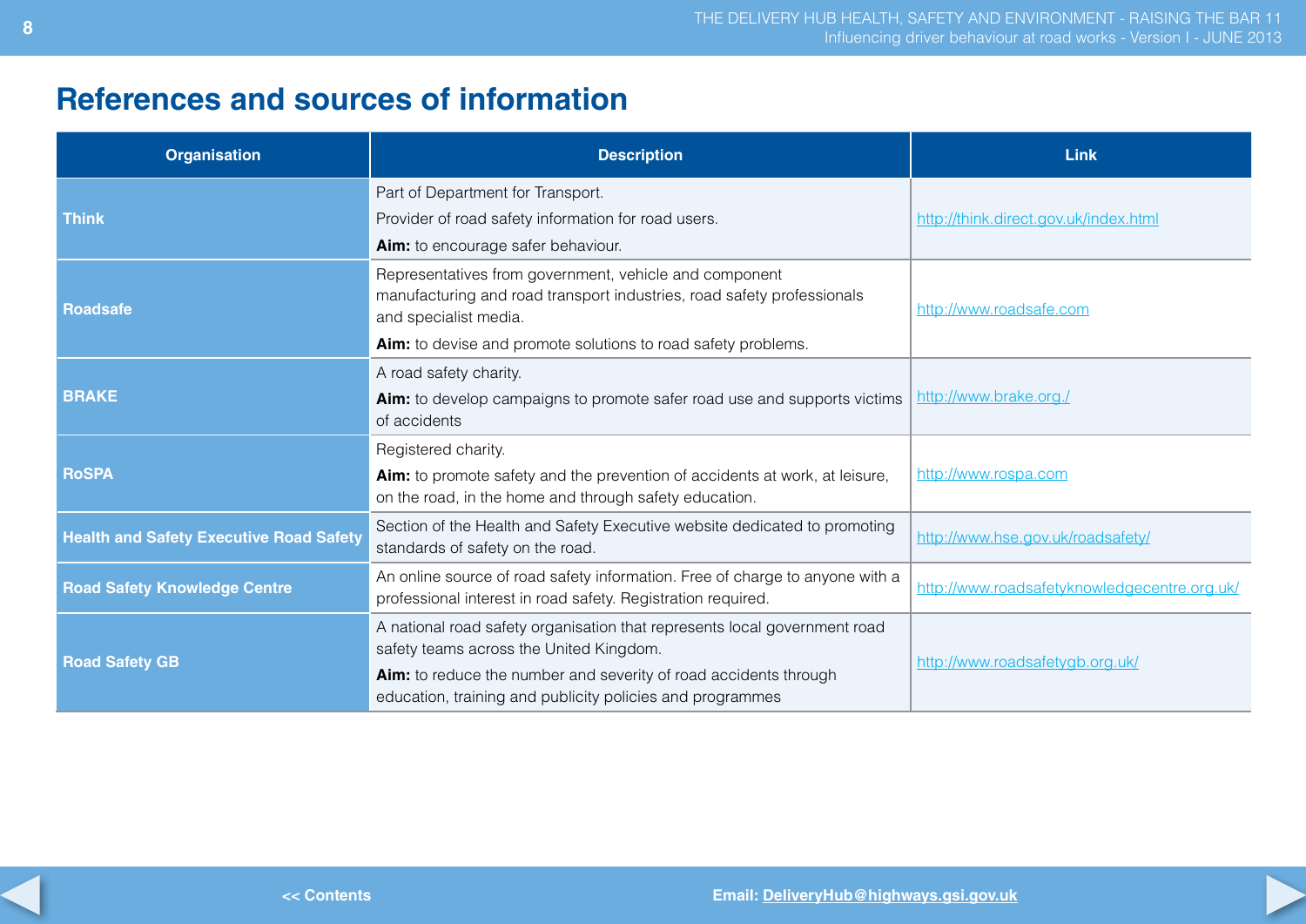# References and sources of information

| Organisation | Description | Link |
|---|---|---|
| **Think** | Part of Department for Transport.<br>Provider of road safety information for road users.<br>**Aim:** to encourage safer behaviour. | http://think.direct.gov.uk/index.html |
| **Roadsafe** | Representatives from government, vehicle and component manufacturing and road transport industries, road safety professionals and specialist media.<br>**Aim:** to devise and promote solutions to road safety problems. | http://www.roadsafe.com |
| **BRAKE** | A road safety charity.<br>**Aim:** to develop campaigns to promote safer road use and supports victims of accidents | http://www.brake.org./ |
| **RoSPA** | Registered charity.<br>**Aim:** to promote safety and the prevention of accidents at work, at leisure, on the road, in the home and through safety education. | http://www.rospa.com |
| **Health and Safety Executive Road Safety** | Section of the Health and Safety Executive website dedicated to promoting standards of safety on the road. | http://www.hse.gov.uk/roadsafety/ |
| **Road Safety Knowledge Centre** | An online source of road safety information. Free of charge to anyone with a professional interest in road safety. Registration required. | http://www.roadsafetyknowledgecentre.org.uk/ |
| **Road Safety GB** | A national road safety organisation that represents local government road safety teams across the United Kingdom.<br>**Aim:** to reduce the number and severity of road accidents through education, training and publicity policies and programmes | http://www.roadsafetygb.org.uk/ |

<< Contents

Email: DeliveryHub@highways.gsi.gov.uk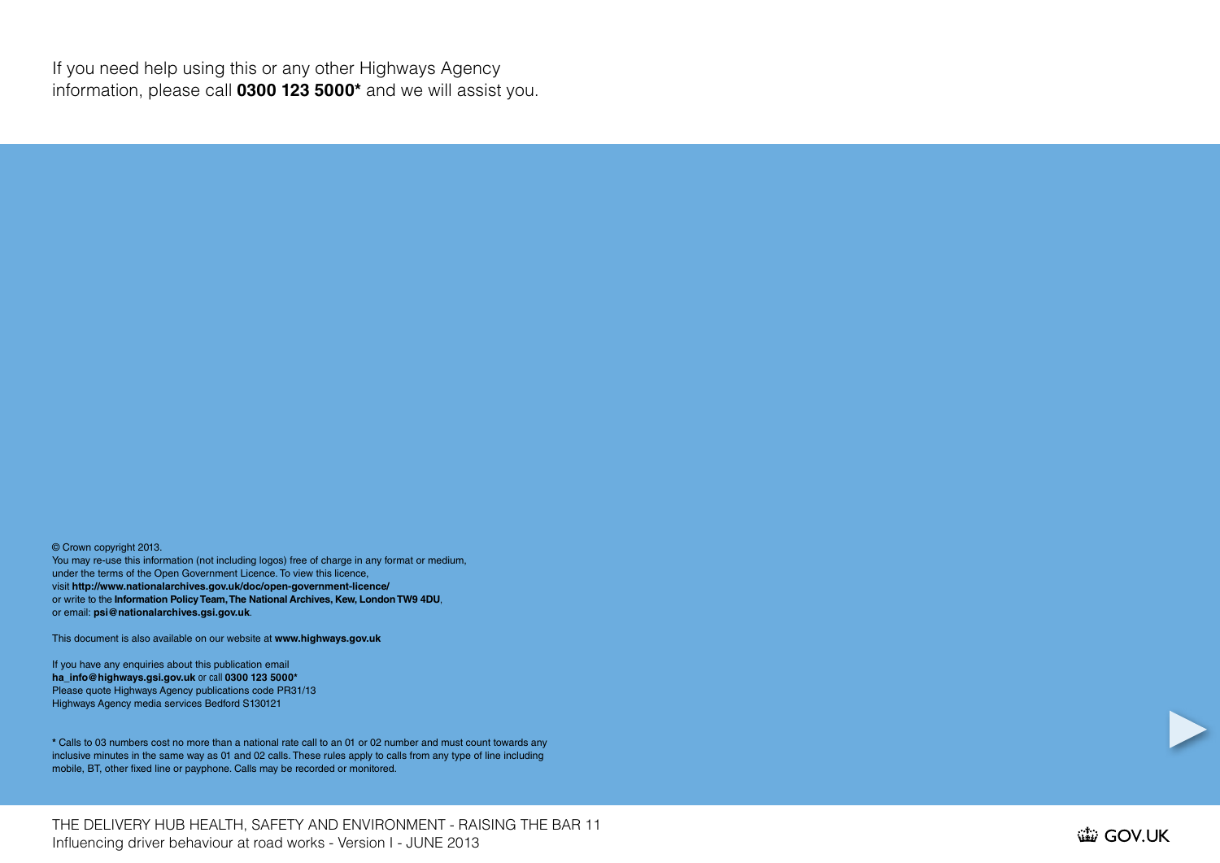If you need help using this or any other Highways Agency information, please call **0300 123 5000*** and we will assist you.

© Crown copyright 2013.
You may re-use this information (not including logos) free of charge in any format or medium, under the terms of the Open Government Licence. To view this licence, visit **http://www.nationalarchives.gov.uk/doc/open-government-licence/** or write to the **Information Policy Team, The National Archives, Kew, London TW9 4DU**, or email: **psi@nationalarchives.gsi.gov.uk**.

This document is also available on our website at **www.highways.gov.uk**

If you have any enquiries about this publication email **ha_info@highways.gsi.gov.uk** or call **0300 123 5000***
Please quote Highways Agency publications code PR31/13
Highways Agency media services Bedford S130121

**\*** Calls to 03 numbers cost no more than a national rate call to an 01 or 02 number and must count towards any inclusive minutes in the same way as 01 and 02 calls. These rules apply to calls from any type of line including mobile, BT, other fixed line or payphone. Calls may be recorded or monitored.